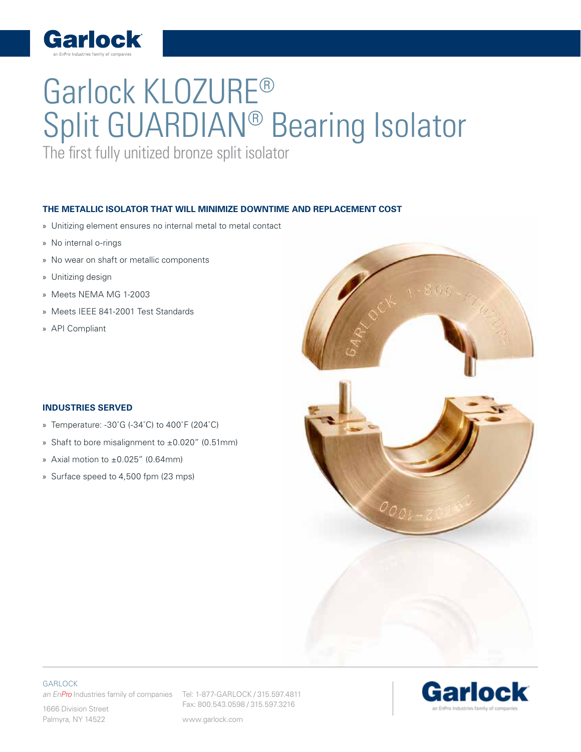# Garlock KLOZURE® Split GUARDIAN® Bearing Isolator

The first fully unitized bronze split isolator

### THE METALLIC ISOLATOR THAT WILL MINIMIZE DOWNTIME AND REPLACEMENT COST

- Unitizing element ensures no internal metal to metal contact
- No internal o-rings
- No wear on shaft or metallic components
- Unitizing design
- Meets NEMA MG 1-2003
- Meets IEEE 841-2001 Test Standards
- API Compliant

### INDUSTRIES SERVED

- Temperature: -30˚G (-34˚C) to 400˚F (204˚C)
- Shaft to bore misalignment to ±0.020" (0.51mm)
- Axial motion to ±0.025" (0.64mm)
- Surface speed to 4,500 fpm (23 mps)

GARLOCK
*an EnPro* Industries family of companies
1666 Division Street
Palmyra, NY 14522

Tel: 1-877-GARLOCK / 315.597.4811
Fax: 800.543.0598 / 315.597.3216

www.garlock.com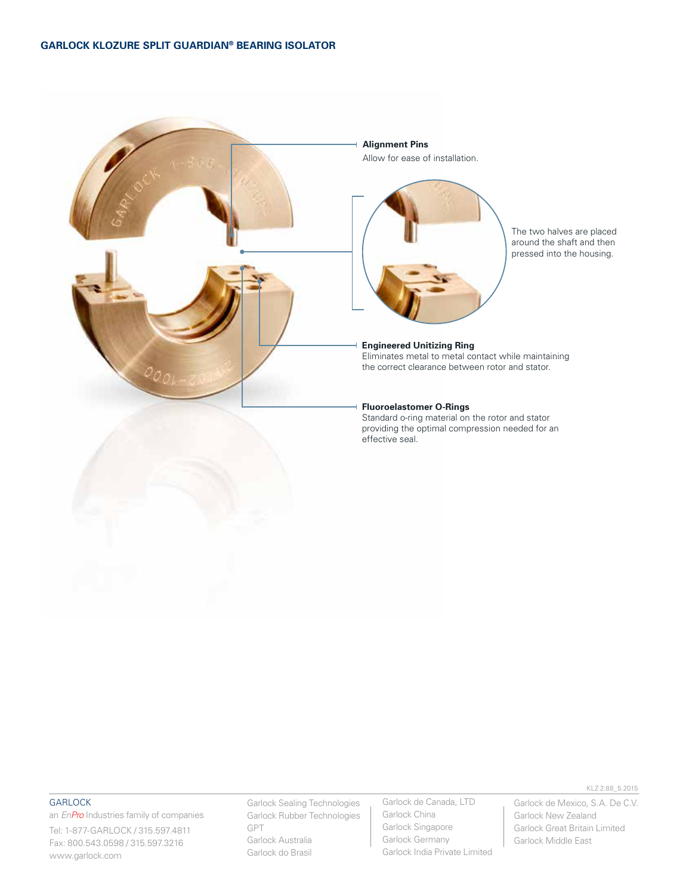## GARLOCK KLOZURE SPLIT GUARDIAN® BEARING ISOLATOR

**Alignment Pins**
Allow for ease of installation.

The two halves are placed around the shaft and then pressed into the housing.

**Engineered Unitizing Ring**
Eliminates metal to metal contact while maintaining the correct clearance between rotor and stator.

**Fluoroelastomer O-Rings**
Standard o-ring material on the rotor and stator providing the optimal compression needed for an effective seal.

KLZ 2:88_5.2015

GARLOCK
an *EnPro* Industries family of companies
Tel: 1-877-GARLOCK / 315.597.4811
Fax: 800.543.0598 / 315.597.3216
www.garlock.com

Garlock Sealing Technologies
Garlock Rubber Technologies
GPT
Garlock Australia
Garlock do Brasil

Garlock de Canada, LTD
Garlock China
Garlock Singapore
Garlock Germany
Garlock India Private Limited

Garlock de Mexico, S.A. De C.V.
Garlock New Zealand
Garlock Great Britain Limited
Garlock Middle East